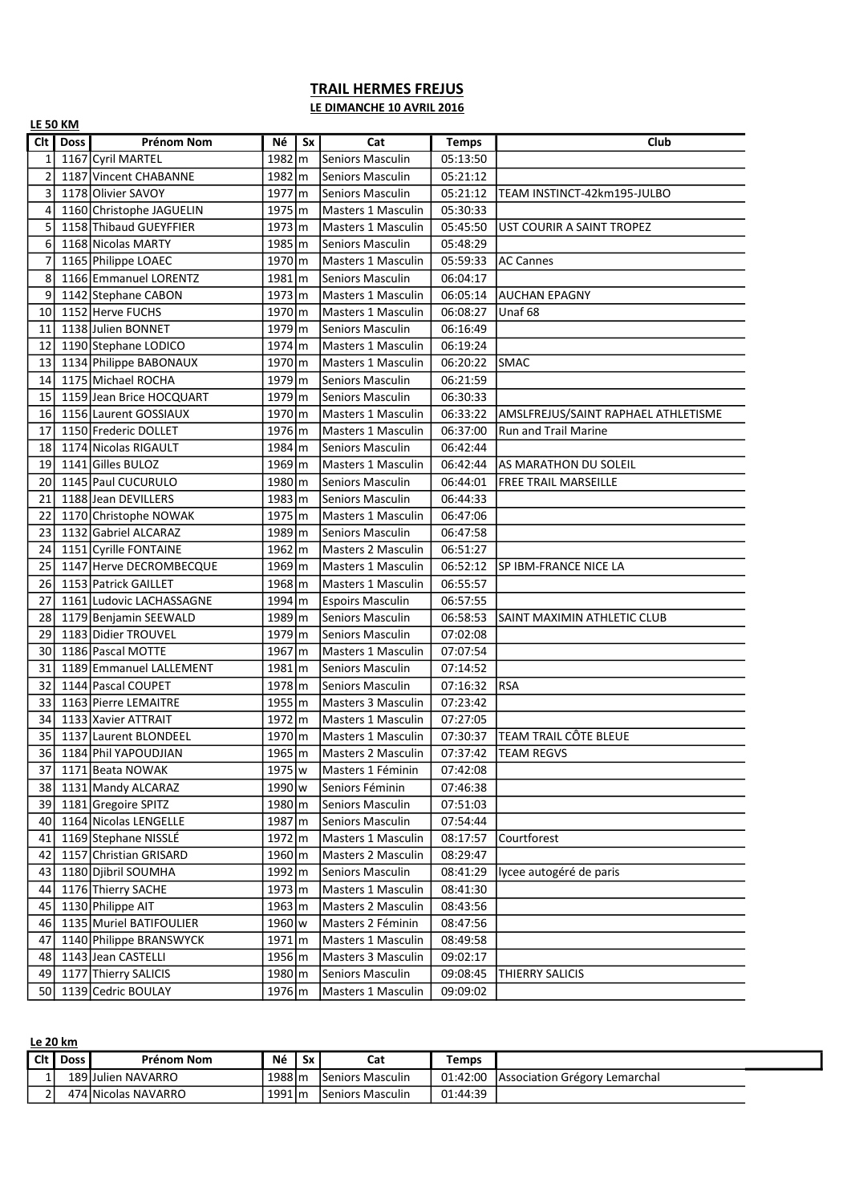# TRAIL HERMES FREJUS

## LE DIMANCHE 10 AVRIL 2016

### LE 50 KM

| Clt | Doss | Prénom Nom | Né | Sx | Cat | Temps | Club |
|---|---|---|---|---|---|---|---|
| 1 | 1167 | Cyril MARTEL | 1982 | m | Seniors Masculin | 05:13:50 | |
| 2 | 1187 | Vincent CHABANNE | 1982 | m | Seniors Masculin | 05:21:12 | |
| 3 | 1178 | Olivier SAVOY | 1977 | m | Seniors Masculin | 05:21:12 | TEAM INSTINCT-42km195-JULBO |
| 4 | 1160 | Christophe JAGUELIN | 1975 | m | Masters 1 Masculin | 05:30:33 | |
| 5 | 1158 | Thibaud GUEYFFIER | 1973 | m | Masters 1 Masculin | 05:45:50 | UST COURIR A SAINT TROPEZ |
| 6 | 1168 | Nicolas MARTY | 1985 | m | Seniors Masculin | 05:48:29 | |
| 7 | 1165 | Philippe LOAEC | 1970 | m | Masters 1 Masculin | 05:59:33 | AC Cannes |
| 8 | 1166 | Emmanuel LORENTZ | 1981 | m | Seniors Masculin | 06:04:17 | |
| 9 | 1142 | Stephane CABON | 1973 | m | Masters 1 Masculin | 06:05:14 | AUCHAN EPAGNY |
| 10 | 1152 | Herve FUCHS | 1970 | m | Masters 1 Masculin | 06:08:27 | Unaf 68 |
| 11 | 1138 | Julien BONNET | 1979 | m | Seniors Masculin | 06:16:49 | |
| 12 | 1190 | Stephane LODICO | 1974 | m | Masters 1 Masculin | 06:19:24 | |
| 13 | 1134 | Philippe BABONAUX | 1970 | m | Masters 1 Masculin | 06:20:22 | SMAC |
| 14 | 1175 | Michael ROCHA | 1979 | m | Seniors Masculin | 06:21:59 | |
| 15 | 1159 | Jean Brice HOCQUART | 1979 | m | Seniors Masculin | 06:30:33 | |
| 16 | 1156 | Laurent GOSSIAUX | 1970 | m | Masters 1 Masculin | 06:33:22 | AMSLFREJUS/SAINT RAPHAEL ATHLETISME |
| 17 | 1150 | Frederic DOLLET | 1976 | m | Masters 1 Masculin | 06:37:00 | Run and Trail Marine |
| 18 | 1174 | Nicolas RIGAULT | 1984 | m | Seniors Masculin | 06:42:44 | |
| 19 | 1141 | Gilles BULOZ | 1969 | m | Masters 1 Masculin | 06:42:44 | AS MARATHON DU SOLEIL |
| 20 | 1145 | Paul CUCURULO | 1980 | m | Seniors Masculin | 06:44:01 | FREE TRAIL MARSEILLE |
| 21 | 1188 | Jean DEVILLERS | 1983 | m | Seniors Masculin | 06:44:33 | |
| 22 | 1170 | Christophe NOWAK | 1975 | m | Masters 1 Masculin | 06:47:06 | |
| 23 | 1132 | Gabriel ALCARAZ | 1989 | m | Seniors Masculin | 06:47:58 | |
| 24 | 1151 | Cyrille FONTAINE | 1962 | m | Masters 2 Masculin | 06:51:27 | |
| 25 | 1147 | Herve DECROMBECQUE | 1969 | m | Masters 1 Masculin | 06:52:12 | SP IBM-FRANCE NICE LA |
| 26 | 1153 | Patrick GAILLET | 1968 | m | Masters 1 Masculin | 06:55:57 | |
| 27 | 1161 | Ludovic LACHASSAGNE | 1994 | m | Espoirs Masculin | 06:57:55 | |
| 28 | 1179 | Benjamin SEEWALD | 1989 | m | Seniors Masculin | 06:58:53 | SAINT MAXIMIN ATHLETIC CLUB |
| 29 | 1183 | Didier TROUVEL | 1979 | m | Seniors Masculin | 07:02:08 | |
| 30 | 1186 | Pascal MOTTE | 1967 | m | Masters 1 Masculin | 07:07:54 | |
| 31 | 1189 | Emmanuel LALLEMENT | 1981 | m | Seniors Masculin | 07:14:52 | |
| 32 | 1144 | Pascal COUPET | 1978 | m | Seniors Masculin | 07:16:32 | RSA |
| 33 | 1163 | Pierre LEMAITRE | 1955 | m | Masters 3 Masculin | 07:23:42 | |
| 34 | 1133 | Xavier ATTRAIT | 1972 | m | Masters 1 Masculin | 07:27:05 | |
| 35 | 1137 | Laurent BLONDEEL | 1970 | m | Masters 1 Masculin | 07:30:37 | TEAM TRAIL CÔTE BLEUE |
| 36 | 1184 | Phil YAPOUDJIAN | 1965 | m | Masters 2 Masculin | 07:37:42 | TEAM REGVS |
| 37 | 1171 | Beata NOWAK | 1975 | w | Masters 1 Féminin | 07:42:08 | |
| 38 | 1131 | Mandy ALCARAZ | 1990 | w | Seniors Féminin | 07:46:38 | |
| 39 | 1181 | Gregoire SPITZ | 1980 | m | Seniors Masculin | 07:51:03 | |
| 40 | 1164 | Nicolas LENGELLE | 1987 | m | Seniors Masculin | 07:54:44 | |
| 41 | 1169 | Stephane NISSLÉ | 1972 | m | Masters 1 Masculin | 08:17:57 | Courtforest |
| 42 | 1157 | Christian GRISARD | 1960 | m | Masters 2 Masculin | 08:29:47 | |
| 43 | 1180 | Djibril SOUMHA | 1992 | m | Seniors Masculin | 08:41:29 | lycee autogéré de paris |
| 44 | 1176 | Thierry SACHE | 1973 | m | Masters 1 Masculin | 08:41:30 | |
| 45 | 1130 | Philippe AIT | 1963 | m | Masters 2 Masculin | 08:43:56 | |
| 46 | 1135 | Muriel BATIFOULIER | 1960 | w | Masters 2 Féminin | 08:47:56 | |
| 47 | 1140 | Philippe BRANSWYCK | 1971 | m | Masters 1 Masculin | 08:49:58 | |
| 48 | 1143 | Jean CASTELLI | 1956 | m | Masters 3 Masculin | 09:02:17 | |
| 49 | 1177 | Thierry SALICIS | 1980 | m | Seniors Masculin | 09:08:45 | THIERRY SALICIS |
| 50 | 1139 | Cedric BOULAY | 1976 | m | Masters 1 Masculin | 09:09:02 | |

### Le 20 km

| Clt | Doss | Prénom Nom | Né | Sx | Cat | Temps | |
|---|---|---|---|---|---|---|---|
| 1 | 189 | Julien NAVARRO | 1988 | m | Seniors Masculin | 01:42:00 | Association Grégory Lemarchal |
| 2 | 474 | Nicolas NAVARRO | 1991 | m | Seniors Masculin | 01:44:39 | |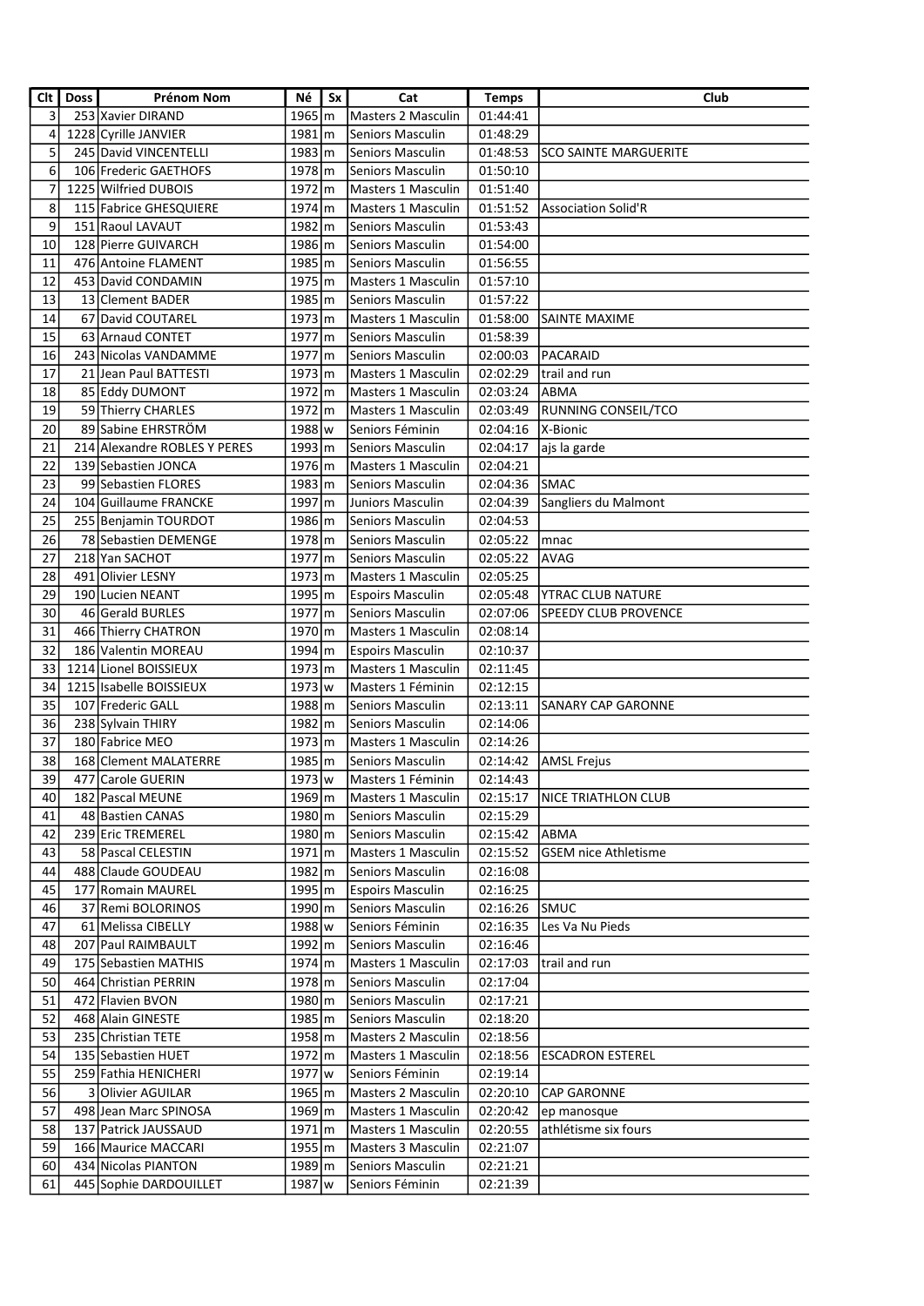| Clt | Doss | Prénom Nom | Né | Sx | Cat | Temps | Club |
|---|---|---|---|---|---|---|---|
| 3 | 253 | Xavier DIRAND | 1965 | m | Masters 2 Masculin | 01:44:41 | |
| 4 | 1228 | Cyrille JANVIER | 1981 | m | Seniors Masculin | 01:48:29 | |
| 5 | 245 | David VINCENTELLI | 1983 | m | Seniors Masculin | 01:48:53 | SCO SAINTE MARGUERITE |
| 6 | 106 | Frederic GAETHOFS | 1978 | m | Seniors Masculin | 01:50:10 | |
| 7 | 1225 | Wilfried DUBOIS | 1972 | m | Masters 1 Masculin | 01:51:40 | |
| 8 | 115 | Fabrice GHESQUIERE | 1974 | m | Masters 1 Masculin | 01:51:52 | Association Solid'R |
| 9 | 151 | Raoul LAVAUT | 1982 | m | Seniors Masculin | 01:53:43 | |
| 10 | 128 | Pierre GUIVARCH | 1986 | m | Seniors Masculin | 01:54:00 | |
| 11 | 476 | Antoine FLAMENT | 1985 | m | Seniors Masculin | 01:56:55 | |
| 12 | 453 | David CONDAMIN | 1975 | m | Masters 1 Masculin | 01:57:10 | |
| 13 | 13 | Clement BADER | 1985 | m | Seniors Masculin | 01:57:22 | |
| 14 | 67 | David COUTAREL | 1973 | m | Masters 1 Masculin | 01:58:00 | SAINTE MAXIME |
| 15 | 63 | Arnaud CONTET | 1977 | m | Seniors Masculin | 01:58:39 | |
| 16 | 243 | Nicolas VANDAMME | 1977 | m | Seniors Masculin | 02:00:03 | PACARAID |
| 17 | 21 | Jean Paul BATTESTI | 1973 | m | Masters 1 Masculin | 02:02:29 | trail and run |
| 18 | 85 | Eddy DUMONT | 1972 | m | Masters 1 Masculin | 02:03:24 | ABMA |
| 19 | 59 | Thierry CHARLES | 1972 | m | Masters 1 Masculin | 02:03:49 | RUNNING CONSEIL/TCO |
| 20 | 89 | Sabine EHRSTRÖM | 1988 | w | Seniors Féminin | 02:04:16 | X-Bionic |
| 21 | 214 | Alexandre ROBLES Y PERES | 1993 | m | Seniors Masculin | 02:04:17 | ajs la garde |
| 22 | 139 | Sebastien JONCA | 1976 | m | Masters 1 Masculin | 02:04:21 | |
| 23 | 99 | Sebastien FLORES | 1983 | m | Seniors Masculin | 02:04:36 | SMAC |
| 24 | 104 | Guillaume FRANCKE | 1997 | m | Juniors Masculin | 02:04:39 | Sangliers du Malmont |
| 25 | 255 | Benjamin TOURDOT | 1986 | m | Seniors Masculin | 02:04:53 | |
| 26 | 78 | Sebastien DEMENGE | 1978 | m | Seniors Masculin | 02:05:22 | mnac |
| 27 | 218 | Yan SACHOT | 1977 | m | Seniors Masculin | 02:05:22 | AVAG |
| 28 | 491 | Olivier LESNY | 1973 | m | Masters 1 Masculin | 02:05:25 | |
| 29 | 190 | Lucien NEANT | 1995 | m | Espoirs Masculin | 02:05:48 | YTRAC CLUB NATURE |
| 30 | 46 | Gerald BURLES | 1977 | m | Seniors Masculin | 02:07:06 | SPEEDY CLUB PROVENCE |
| 31 | 466 | Thierry CHATRON | 1970 | m | Masters 1 Masculin | 02:08:14 | |
| 32 | 186 | Valentin MOREAU | 1994 | m | Espoirs Masculin | 02:10:37 | |
| 33 | 1214 | Lionel BOISSIEUX | 1973 | m | Masters 1 Masculin | 02:11:45 | |
| 34 | 1215 | Isabelle BOISSIEUX | 1973 | w | Masters 1 Féminin | 02:12:15 | |
| 35 | 107 | Frederic GALL | 1988 | m | Seniors Masculin | 02:13:11 | SANARY CAP GARONNE |
| 36 | 238 | Sylvain THIRY | 1982 | m | Seniors Masculin | 02:14:06 | |
| 37 | 180 | Fabrice MEO | 1973 | m | Masters 1 Masculin | 02:14:26 | |
| 38 | 168 | Clement MALATERRE | 1985 | m | Seniors Masculin | 02:14:42 | AMSL Frejus |
| 39 | 477 | Carole GUERIN | 1973 | w | Masters 1 Féminin | 02:14:43 | |
| 40 | 182 | Pascal MEUNE | 1969 | m | Masters 1 Masculin | 02:15:17 | NICE TRIATHLON CLUB |
| 41 | 48 | Bastien CANAS | 1980 | m | Seniors Masculin | 02:15:29 | |
| 42 | 239 | Eric TREMEREL | 1980 | m | Seniors Masculin | 02:15:42 | ABMA |
| 43 | 58 | Pascal CELESTIN | 1971 | m | Masters 1 Masculin | 02:15:52 | GSEM nice Athletisme |
| 44 | 488 | Claude GOUDEAU | 1982 | m | Seniors Masculin | 02:16:08 | |
| 45 | 177 | Romain MAUREL | 1995 | m | Espoirs Masculin | 02:16:25 | |
| 46 | 37 | Remi BOLORINOS | 1990 | m | Seniors Masculin | 02:16:26 | SMUC |
| 47 | 61 | Melissa CIBELLY | 1988 | w | Seniors Féminin | 02:16:35 | Les Va Nu Pieds |
| 48 | 207 | Paul RAIMBAULT | 1992 | m | Seniors Masculin | 02:16:46 | |
| 49 | 175 | Sebastien MATHIS | 1974 | m | Masters 1 Masculin | 02:17:03 | trail and run |
| 50 | 464 | Christian PERRIN | 1978 | m | Seniors Masculin | 02:17:04 | |
| 51 | 472 | Flavien BVON | 1980 | m | Seniors Masculin | 02:17:21 | |
| 52 | 468 | Alain GINESTE | 1985 | m | Seniors Masculin | 02:18:20 | |
| 53 | 235 | Christian TETE | 1958 | m | Masters 2 Masculin | 02:18:56 | |
| 54 | 135 | Sebastien HUET | 1972 | m | Masters 1 Masculin | 02:18:56 | ESCADRON ESTEREL |
| 55 | 259 | Fathia HENICHERI | 1977 | w | Seniors Féminin | 02:19:14 | |
| 56 | 3 | Olivier AGUILAR | 1965 | m | Masters 2 Masculin | 02:20:10 | CAP GARONNE |
| 57 | 498 | Jean Marc SPINOSA | 1969 | m | Masters 1 Masculin | 02:20:42 | ep manosque |
| 58 | 137 | Patrick JAUSSAUD | 1971 | m | Masters 1 Masculin | 02:20:55 | athlétisme six fours |
| 59 | 166 | Maurice MACCARI | 1955 | m | Masters 3 Masculin | 02:21:07 | |
| 60 | 434 | Nicolas PIANTON | 1989 | m | Seniors Masculin | 02:21:21 | |
| 61 | 445 | Sophie DARDOUILLET | 1987 | w | Seniors Féminin | 02:21:39 | |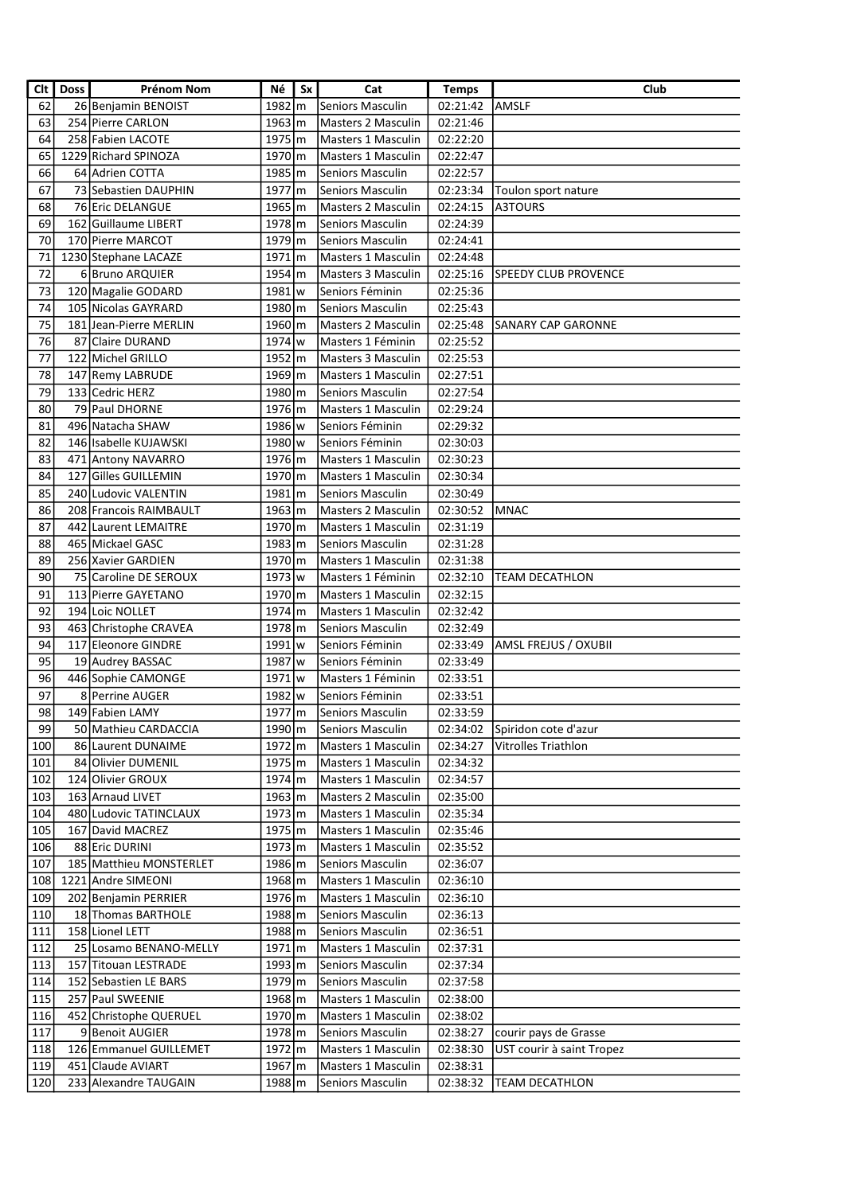| Clt | Doss | Prénom Nom | Né | Sx | Cat | Temps | Club |
|---|---|---|---|---|---|---|---|
| 62 | 26 | Benjamin BENOIST | 1982 | m | Seniors Masculin | 02:21:42 | AMSLF |
| 63 | 254 | Pierre CARLON | 1963 | m | Masters 2 Masculin | 02:21:46 | |
| 64 | 258 | Fabien LACOTE | 1975 | m | Masters 1 Masculin | 02:22:20 | |
| 65 | 1229 | Richard SPINOZA | 1970 | m | Masters 1 Masculin | 02:22:47 | |
| 66 | 64 | Adrien COTTA | 1985 | m | Seniors Masculin | 02:22:57 | |
| 67 | 73 | Sebastien DAUPHIN | 1977 | m | Seniors Masculin | 02:23:34 | Toulon sport nature |
| 68 | 76 | Eric DELANGUE | 1965 | m | Masters 2 Masculin | 02:24:15 | A3TOURS |
| 69 | 162 | Guillaume LIBERT | 1978 | m | Seniors Masculin | 02:24:39 | |
| 70 | 170 | Pierre MARCOT | 1979 | m | Seniors Masculin | 02:24:41 | |
| 71 | 1230 | Stephane LACAZE | 1971 | m | Masters 1 Masculin | 02:24:48 | |
| 72 | 6 | Bruno ARQUIER | 1954 | m | Masters 3 Masculin | 02:25:16 | SPEEDY CLUB PROVENCE |
| 73 | 120 | Magalie GODARD | 1981 | w | Seniors Féminin | 02:25:36 | |
| 74 | 105 | Nicolas GAYRARD | 1980 | m | Seniors Masculin | 02:25:43 | |
| 75 | 181 | Jean-Pierre MERLIN | 1960 | m | Masters 2 Masculin | 02:25:48 | SANARY CAP GARONNE |
| 76 | 87 | Claire DURAND | 1974 | w | Masters 1 Féminin | 02:25:52 | |
| 77 | 122 | Michel GRILLO | 1952 | m | Masters 3 Masculin | 02:25:53 | |
| 78 | 147 | Remy LABRUDE | 1969 | m | Masters 1 Masculin | 02:27:51 | |
| 79 | 133 | Cedric HERZ | 1980 | m | Seniors Masculin | 02:27:54 | |
| 80 | 79 | Paul DHORNE | 1976 | m | Masters 1 Masculin | 02:29:24 | |
| 81 | 496 | Natacha SHAW | 1986 | w | Seniors Féminin | 02:29:32 | |
| 82 | 146 | Isabelle KUJAWSKI | 1980 | w | Seniors Féminin | 02:30:03 | |
| 83 | 471 | Antony NAVARRO | 1976 | m | Masters 1 Masculin | 02:30:23 | |
| 84 | 127 | Gilles GUILLEMIN | 1970 | m | Masters 1 Masculin | 02:30:34 | |
| 85 | 240 | Ludovic VALENTIN | 1981 | m | Seniors Masculin | 02:30:49 | |
| 86 | 208 | Francois RAIMBAULT | 1963 | m | Masters 2 Masculin | 02:30:52 | MNAC |
| 87 | 442 | Laurent LEMAITRE | 1970 | m | Masters 1 Masculin | 02:31:19 | |
| 88 | 465 | Mickael GASC | 1983 | m | Seniors Masculin | 02:31:28 | |
| 89 | 256 | Xavier GARDIEN | 1970 | m | Masters 1 Masculin | 02:31:38 | |
| 90 | 75 | Caroline DE SEROUX | 1973 | w | Masters 1 Féminin | 02:32:10 | TEAM DECATHLON |
| 91 | 113 | Pierre GAYETANO | 1970 | m | Masters 1 Masculin | 02:32:15 | |
| 92 | 194 | Loic NOLLET | 1974 | m | Masters 1 Masculin | 02:32:42 | |
| 93 | 463 | Christophe CRAVEA | 1978 | m | Seniors Masculin | 02:32:49 | |
| 94 | 117 | Eleonore GINDRE | 1991 | w | Seniors Féminin | 02:33:49 | AMSL FREJUS / OXUBII |
| 95 | 19 | Audrey BASSAC | 1987 | w | Seniors Féminin | 02:33:49 | |
| 96 | 446 | Sophie CAMONGE | 1971 | w | Masters 1 Féminin | 02:33:51 | |
| 97 | 8 | Perrine AUGER | 1982 | w | Seniors Féminin | 02:33:51 | |
| 98 | 149 | Fabien LAMY | 1977 | m | Seniors Masculin | 02:33:59 | |
| 99 | 50 | Mathieu CARDACCIA | 1990 | m | Seniors Masculin | 02:34:02 | Spiridon cote d'azur |
| 100 | 86 | Laurent DUNAIME | 1972 | m | Masters 1 Masculin | 02:34:27 | Vitrolles Triathlon |
| 101 | 84 | Olivier DUMENIL | 1975 | m | Masters 1 Masculin | 02:34:32 | |
| 102 | 124 | Olivier GROUX | 1974 | m | Masters 1 Masculin | 02:34:57 | |
| 103 | 163 | Arnaud LIVET | 1963 | m | Masters 2 Masculin | 02:35:00 | |
| 104 | 480 | Ludovic TATINCLAUX | 1973 | m | Masters 1 Masculin | 02:35:34 | |
| 105 | 167 | David MACREZ | 1975 | m | Masters 1 Masculin | 02:35:46 | |
| 106 | 88 | Eric DURINI | 1973 | m | Masters 1 Masculin | 02:35:52 | |
| 107 | 185 | Matthieu MONSTERLET | 1986 | m | Seniors Masculin | 02:36:07 | |
| 108 | 1221 | Andre SIMEONI | 1968 | m | Masters 1 Masculin | 02:36:10 | |
| 109 | 202 | Benjamin PERRIER | 1976 | m | Masters 1 Masculin | 02:36:10 | |
| 110 | 18 | Thomas BARTHOLE | 1988 | m | Seniors Masculin | 02:36:13 | |
| 111 | 158 | Lionel LETT | 1988 | m | Seniors Masculin | 02:36:51 | |
| 112 | 25 | Losamo BENANO-MELLY | 1971 | m | Masters 1 Masculin | 02:37:31 | |
| 113 | 157 | Titouan LESTRADE | 1993 | m | Seniors Masculin | 02:37:34 | |
| 114 | 152 | Sebastien LE BARS | 1979 | m | Seniors Masculin | 02:37:58 | |
| 115 | 257 | Paul SWEENIE | 1968 | m | Masters 1 Masculin | 02:38:00 | |
| 116 | 452 | Christophe QUERUEL | 1970 | m | Masters 1 Masculin | 02:38:02 | |
| 117 | 9 | Benoit AUGIER | 1978 | m | Seniors Masculin | 02:38:27 | courir pays de Grasse |
| 118 | 126 | Emmanuel GUILLEMET | 1972 | m | Masters 1 Masculin | 02:38:30 | UST courir à saint Tropez |
| 119 | 451 | Claude AVIART | 1967 | m | Masters 1 Masculin | 02:38:31 | |
| 120 | 233 | Alexandre TAUGAIN | 1988 | m | Seniors Masculin | 02:38:32 | TEAM DECATHLON |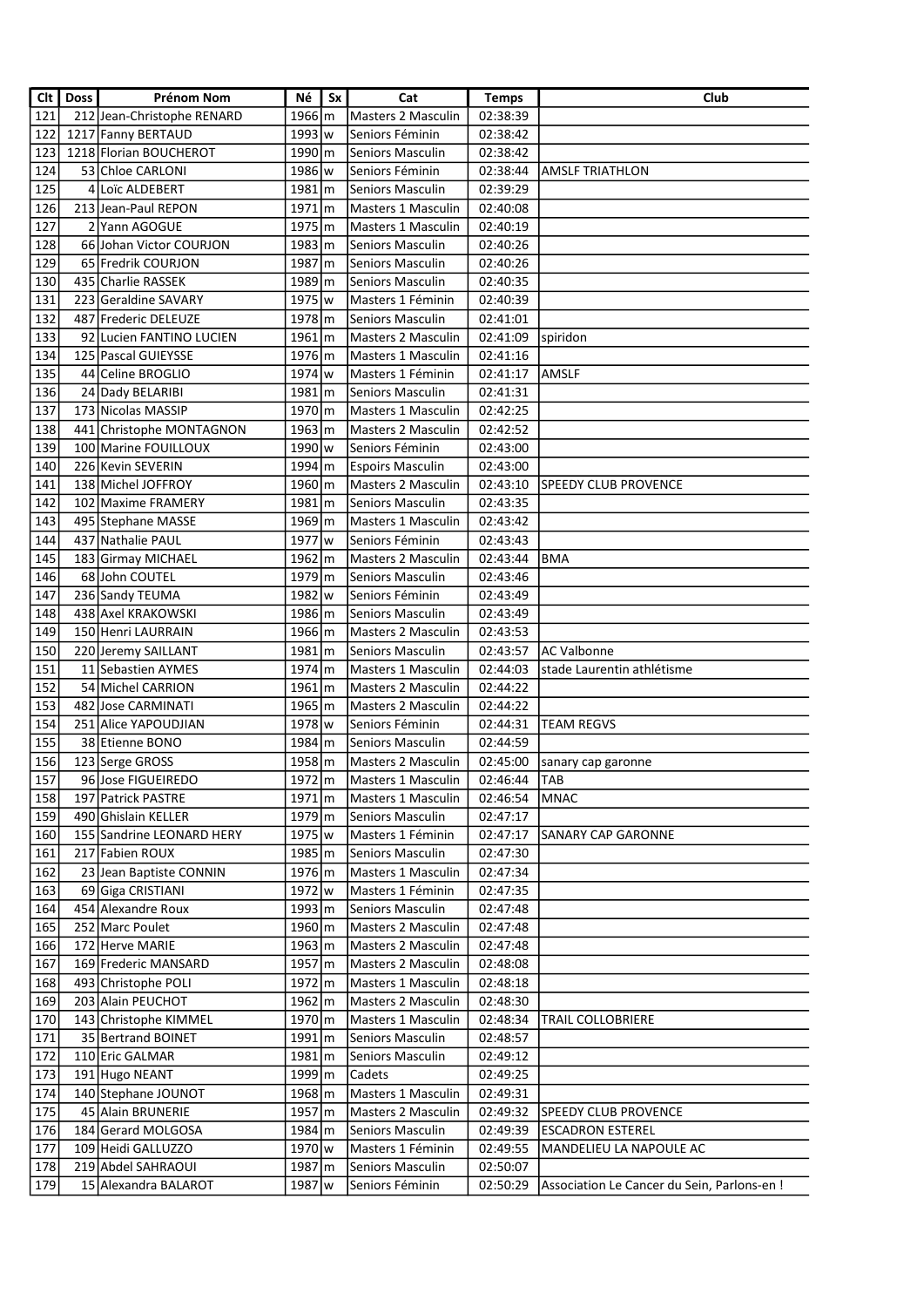| Clt | Doss | Prénom Nom | Né | Sx | Cat | Temps | Club |
|---|---|---|---|---|---|---|---|
| 121 | 212 | Jean-Christophe RENARD | 1966 | m | Masters 2 Masculin | 02:38:39 | |
| 122 | 1217 | Fanny BERTAUD | 1993 | w | Seniors Féminin | 02:38:42 | |
| 123 | 1218 | Florian BOUCHEROT | 1990 | m | Seniors Masculin | 02:38:42 | |
| 124 | 53 | Chloe CARLONI | 1986 | w | Seniors Féminin | 02:38:44 | AMSLF TRIATHLON |
| 125 | 4 | Loïc ALDEBERT | 1981 | m | Seniors Masculin | 02:39:29 | |
| 126 | 213 | Jean-Paul REPON | 1971 | m | Masters 1 Masculin | 02:40:08 | |
| 127 | 2 | Yann AGOGUE | 1975 | m | Masters 1 Masculin | 02:40:19 | |
| 128 | 66 | Johan Victor COURJON | 1983 | m | Seniors Masculin | 02:40:26 | |
| 129 | 65 | Fredrik COURJON | 1987 | m | Seniors Masculin | 02:40:26 | |
| 130 | 435 | Charlie RASSEK | 1989 | m | Seniors Masculin | 02:40:35 | |
| 131 | 223 | Geraldine SAVARY | 1975 | w | Masters 1 Féminin | 02:40:39 | |
| 132 | 487 | Frederic DELEUZE | 1978 | m | Seniors Masculin | 02:41:01 | |
| 133 | 92 | Lucien FANTINO LUCIEN | 1961 | m | Masters 2 Masculin | 02:41:09 | spiridon |
| 134 | 125 | Pascal GUIEYSSE | 1976 | m | Masters 1 Masculin | 02:41:16 | |
| 135 | 44 | Celine BROGLIO | 1974 | w | Masters 1 Féminin | 02:41:17 | AMSLF |
| 136 | 24 | Dady BELARIBI | 1981 | m | Seniors Masculin | 02:41:31 | |
| 137 | 173 | Nicolas MASSIP | 1970 | m | Masters 1 Masculin | 02:42:25 | |
| 138 | 441 | Christophe MONTAGNON | 1963 | m | Masters 2 Masculin | 02:42:52 | |
| 139 | 100 | Marine FOUILLOUX | 1990 | w | Seniors Féminin | 02:43:00 | |
| 140 | 226 | Kevin SEVERIN | 1994 | m | Espoirs Masculin | 02:43:00 | |
| 141 | 138 | Michel JOFFROY | 1960 | m | Masters 2 Masculin | 02:43:10 | SPEEDY CLUB PROVENCE |
| 142 | 102 | Maxime FRAMERY | 1981 | m | Seniors Masculin | 02:43:35 | |
| 143 | 495 | Stephane MASSE | 1969 | m | Masters 1 Masculin | 02:43:42 | |
| 144 | 437 | Nathalie PAUL | 1977 | w | Seniors Féminin | 02:43:43 | |
| 145 | 183 | Girmay MICHAEL | 1962 | m | Masters 2 Masculin | 02:43:44 | BMA |
| 146 | 68 | John COUTEL | 1979 | m | Seniors Masculin | 02:43:46 | |
| 147 | 236 | Sandy TEUMA | 1982 | w | Seniors Féminin | 02:43:49 | |
| 148 | 438 | Axel KRAKOWSKI | 1986 | m | Seniors Masculin | 02:43:49 | |
| 149 | 150 | Henri LAURRAIN | 1966 | m | Masters 2 Masculin | 02:43:53 | |
| 150 | 220 | Jeremy SAILLANT | 1981 | m | Seniors Masculin | 02:43:57 | AC Valbonne |
| 151 | 11 | Sebastien AYMES | 1974 | m | Masters 1 Masculin | 02:44:03 | stade Laurentin athlétisme |
| 152 | 54 | Michel CARRION | 1961 | m | Masters 2 Masculin | 02:44:22 | |
| 153 | 482 | Jose CARMINATI | 1965 | m | Masters 2 Masculin | 02:44:22 | |
| 154 | 251 | Alice YAPOUDJIAN | 1978 | w | Seniors Féminin | 02:44:31 | TEAM REGVS |
| 155 | 38 | Etienne BONO | 1984 | m | Seniors Masculin | 02:44:59 | |
| 156 | 123 | Serge GROSS | 1958 | m | Masters 2 Masculin | 02:45:00 | sanary cap garonne |
| 157 | 96 | Jose FIGUEIREDO | 1972 | m | Masters 1 Masculin | 02:46:44 | TAB |
| 158 | 197 | Patrick PASTRE | 1971 | m | Masters 1 Masculin | 02:46:54 | MNAC |
| 159 | 490 | Ghislain KELLER | 1979 | m | Seniors Masculin | 02:47:17 | |
| 160 | 155 | Sandrine LEONARD HERY | 1975 | w | Masters 1 Féminin | 02:47:17 | SANARY CAP GARONNE |
| 161 | 217 | Fabien ROUX | 1985 | m | Seniors Masculin | 02:47:30 | |
| 162 | 23 | Jean Baptiste CONNIN | 1976 | m | Masters 1 Masculin | 02:47:34 | |
| 163 | 69 | Giga CRISTIANI | 1972 | w | Masters 1 Féminin | 02:47:35 | |
| 164 | 454 | Alexandre Roux | 1993 | m | Seniors Masculin | 02:47:48 | |
| 165 | 252 | Marc Poulet | 1960 | m | Masters 2 Masculin | 02:47:48 | |
| 166 | 172 | Herve MARIE | 1963 | m | Masters 2 Masculin | 02:47:48 | |
| 167 | 169 | Frederic MANSARD | 1957 | m | Masters 2 Masculin | 02:48:08 | |
| 168 | 493 | Christophe POLI | 1972 | m | Masters 1 Masculin | 02:48:18 | |
| 169 | 203 | Alain PEUCHOT | 1962 | m | Masters 2 Masculin | 02:48:30 | |
| 170 | 143 | Christophe KIMMEL | 1970 | m | Masters 1 Masculin | 02:48:34 | TRAIL COLLOBRIERE |
| 171 | 35 | Bertrand BOINET | 1991 | m | Seniors Masculin | 02:48:57 | |
| 172 | 110 | Eric GALMAR | 1981 | m | Seniors Masculin | 02:49:12 | |
| 173 | 191 | Hugo NEANT | 1999 | m | Cadets | 02:49:25 | |
| 174 | 140 | Stephane JOUNOT | 1968 | m | Masters 1 Masculin | 02:49:31 | |
| 175 | 45 | Alain BRUNERIE | 1957 | m | Masters 2 Masculin | 02:49:32 | SPEEDY CLUB PROVENCE |
| 176 | 184 | Gerard MOLGOSA | 1984 | m | Seniors Masculin | 02:49:39 | ESCADRON ESTEREL |
| 177 | 109 | Heidi GALLUZZO | 1970 | w | Masters 1 Féminin | 02:49:55 | MANDELIEU LA NAPOULE AC |
| 178 | 219 | Abdel SAHRAOUI | 1987 | m | Seniors Masculin | 02:50:07 | |
| 179 | 15 | Alexandra BALAROT | 1987 | w | Seniors Féminin | 02:50:29 | Association Le Cancer du Sein, Parlons-en ! |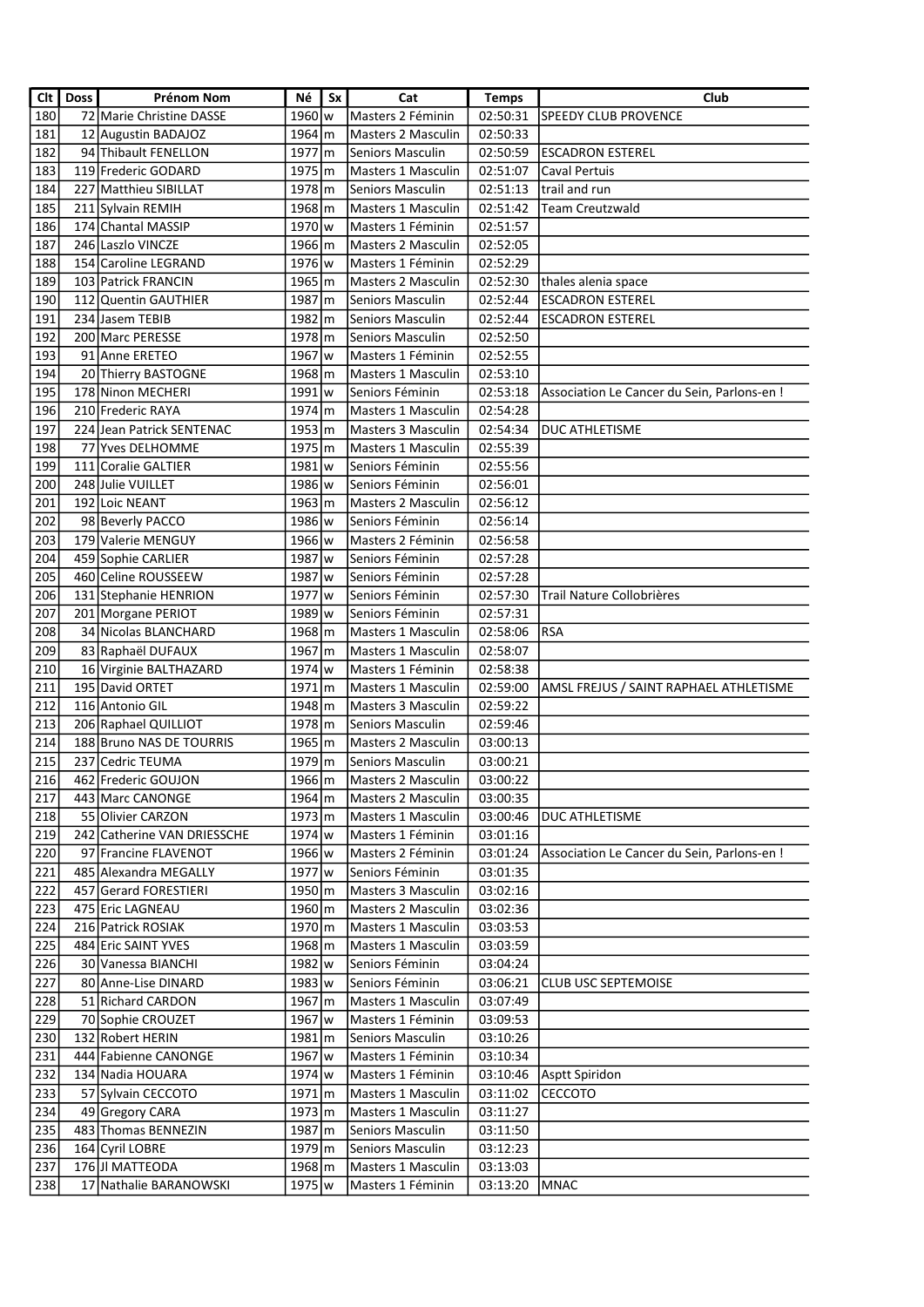| Clt | Doss | Prénom Nom | Né | Sx | Cat | Temps | Club |
|---|---|---|---|---|---|---|---|
| 180 | 72 | Marie Christine DASSE | 1960 | w | Masters 2 Féminin | 02:50:31 | SPEEDY CLUB PROVENCE |
| 181 | 12 | Augustin BADAJOZ | 1964 | m | Masters 2 Masculin | 02:50:33 | |
| 182 | 94 | Thibault FENELLON | 1977 | m | Seniors Masculin | 02:50:59 | ESCADRON ESTEREL |
| 183 | 119 | Frederic GODARD | 1975 | m | Masters 1 Masculin | 02:51:07 | Caval Pertuis |
| 184 | 227 | Matthieu SIBILLAT | 1978 | m | Seniors Masculin | 02:51:13 | trail and run |
| 185 | 211 | Sylvain REMIH | 1968 | m | Masters 1 Masculin | 02:51:42 | Team Creutzwald |
| 186 | 174 | Chantal MASSIP | 1970 | w | Masters 1 Féminin | 02:51:57 | |
| 187 | 246 | Laszlo VINCZE | 1966 | m | Masters 2 Masculin | 02:52:05 | |
| 188 | 154 | Caroline LEGRAND | 1976 | w | Masters 1 Féminin | 02:52:29 | |
| 189 | 103 | Patrick FRANCIN | 1965 | m | Masters 2 Masculin | 02:52:30 | thales alenia space |
| 190 | 112 | Quentin GAUTHIER | 1987 | m | Seniors Masculin | 02:52:44 | ESCADRON ESTEREL |
| 191 | 234 | Jasem TEBIB | 1982 | m | Seniors Masculin | 02:52:44 | ESCADRON ESTEREL |
| 192 | 200 | Marc PERESSE | 1978 | m | Seniors Masculin | 02:52:50 | |
| 193 | 91 | Anne ERETEO | 1967 | w | Masters 1 Féminin | 02:52:55 | |
| 194 | 20 | Thierry BASTOGNE | 1968 | m | Masters 1 Masculin | 02:53:10 | |
| 195 | 178 | Ninon MECHERI | 1991 | w | Seniors Féminin | 02:53:18 | Association Le Cancer du Sein, Parlons-en ! |
| 196 | 210 | Frederic RAYA | 1974 | m | Masters 1 Masculin | 02:54:28 | |
| 197 | 224 | Jean Patrick SENTENAC | 1953 | m | Masters 3 Masculin | 02:54:34 | DUC ATHLETISME |
| 198 | 77 | Yves DELHOMME | 1975 | m | Masters 1 Masculin | 02:55:39 | |
| 199 | 111 | Coralie GALTIER | 1981 | w | Seniors Féminin | 02:55:56 | |
| 200 | 248 | Julie VUILLET | 1986 | w | Seniors Féminin | 02:56:01 | |
| 201 | 192 | Loic NEANT | 1963 | m | Masters 2 Masculin | 02:56:12 | |
| 202 | 98 | Beverly PACCO | 1986 | w | Seniors Féminin | 02:56:14 | |
| 203 | 179 | Valerie MENGUY | 1966 | w | Masters 2 Féminin | 02:56:58 | |
| 204 | 459 | Sophie CARLIER | 1987 | w | Seniors Féminin | 02:57:28 | |
| 205 | 460 | Celine ROUSSEEW | 1987 | w | Seniors Féminin | 02:57:28 | |
| 206 | 131 | Stephanie HENRION | 1977 | w | Seniors Féminin | 02:57:30 | Trail Nature Collobrières |
| 207 | 201 | Morgane PERIOT | 1989 | w | Seniors Féminin | 02:57:31 | |
| 208 | 34 | Nicolas BLANCHARD | 1968 | m | Masters 1 Masculin | 02:58:06 | RSA |
| 209 | 83 | Raphaël DUFAUX | 1967 | m | Masters 1 Masculin | 02:58:07 | |
| 210 | 16 | Virginie BALTHAZARD | 1974 | w | Masters 1 Féminin | 02:58:38 | |
| 211 | 195 | David ORTET | 1971 | m | Masters 1 Masculin | 02:59:00 | AMSL FREJUS / SAINT RAPHAEL ATHLETISME |
| 212 | 116 | Antonio GIL | 1948 | m | Masters 3 Masculin | 02:59:22 | |
| 213 | 206 | Raphael QUILLIOT | 1978 | m | Seniors Masculin | 02:59:46 | |
| 214 | 188 | Bruno NAS DE TOURRIS | 1965 | m | Masters 2 Masculin | 03:00:13 | |
| 215 | 237 | Cedric TEUMA | 1979 | m | Seniors Masculin | 03:00:21 | |
| 216 | 462 | Frederic GOUJON | 1966 | m | Masters 2 Masculin | 03:00:22 | |
| 217 | 443 | Marc CANONGE | 1964 | m | Masters 2 Masculin | 03:00:35 | |
| 218 | 55 | Olivier CARZON | 1973 | m | Masters 1 Masculin | 03:00:46 | DUC ATHLETISME |
| 219 | 242 | Catherine VAN DRIESSCHE | 1974 | w | Masters 1 Féminin | 03:01:16 | |
| 220 | 97 | Francine FLAVENOT | 1966 | w | Masters 2 Féminin | 03:01:24 | Association Le Cancer du Sein, Parlons-en ! |
| 221 | 485 | Alexandra MEGALLY | 1977 | w | Seniors Féminin | 03:01:35 | |
| 222 | 457 | Gerard FORESTIERI | 1950 | m | Masters 3 Masculin | 03:02:16 | |
| 223 | 475 | Eric LAGNEAU | 1960 | m | Masters 2 Masculin | 03:02:36 | |
| 224 | 216 | Patrick ROSIAK | 1970 | m | Masters 1 Masculin | 03:03:53 | |
| 225 | 484 | Eric SAINT YVES | 1968 | m | Masters 1 Masculin | 03:03:59 | |
| 226 | 30 | Vanessa BIANCHI | 1982 | w | Seniors Féminin | 03:04:24 | |
| 227 | 80 | Anne-Lise DINARD | 1983 | w | Seniors Féminin | 03:06:21 | CLUB USC SEPTEMOISE |
| 228 | 51 | Richard CARDON | 1967 | m | Masters 1 Masculin | 03:07:49 | |
| 229 | 70 | Sophie CROUZET | 1967 | w | Masters 1 Féminin | 03:09:53 | |
| 230 | 132 | Robert HERIN | 1981 | m | Seniors Masculin | 03:10:26 | |
| 231 | 444 | Fabienne CANONGE | 1967 | w | Masters 1 Féminin | 03:10:34 | |
| 232 | 134 | Nadia HOUARA | 1974 | w | Masters 1 Féminin | 03:10:46 | Asptt Spiridon |
| 233 | 57 | Sylvain CECCOTO | 1971 | m | Masters 1 Masculin | 03:11:02 | CECCOTO |
| 234 | 49 | Gregory CARA | 1973 | m | Masters 1 Masculin | 03:11:27 | |
| 235 | 483 | Thomas BENNEZIN | 1987 | m | Seniors Masculin | 03:11:50 | |
| 236 | 164 | Cyril LOBRE | 1979 | m | Seniors Masculin | 03:12:23 | |
| 237 | 176 | Jl MATTEODA | 1968 | m | Masters 1 Masculin | 03:13:03 | |
| 238 | 17 | Nathalie BARANOWSKI | 1975 | w | Masters 1 Féminin | 03:13:20 | MNAC |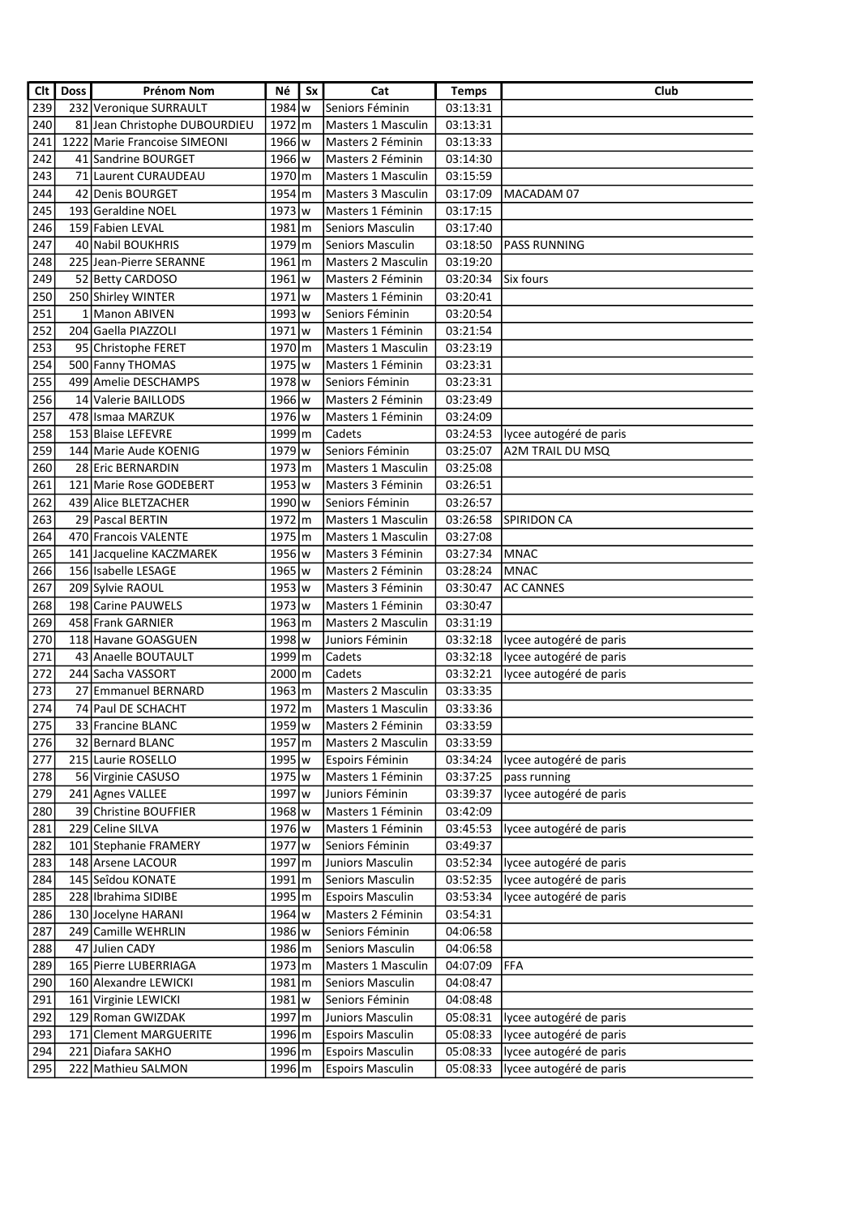| Clt | Doss | Prénom Nom | Né | Sx | Cat | Temps | Club |
|---|---|---|---|---|---|---|---|
| 239 | 232 | Veronique SURRAULT | 1984 | w | Seniors Féminin | 03:13:31 | |
| 240 | 81 | Jean Christophe DUBOURDIEU | 1972 | m | Masters 1 Masculin | 03:13:31 | |
| 241 | 1222 | Marie Francoise SIMEONI | 1966 | w | Masters 2 Féminin | 03:13:33 | |
| 242 | 41 | Sandrine BOURGET | 1966 | w | Masters 2 Féminin | 03:14:30 | |
| 243 | 71 | Laurent CURAUDEAU | 1970 | m | Masters 1 Masculin | 03:15:59 | |
| 244 | 42 | Denis BOURGET | 1954 | m | Masters 3 Masculin | 03:17:09 | MACADAM 07 |
| 245 | 193 | Geraldine NOEL | 1973 | w | Masters 1 Féminin | 03:17:15 | |
| 246 | 159 | Fabien LEVAL | 1981 | m | Seniors Masculin | 03:17:40 | |
| 247 | 40 | Nabil BOUKHRIS | 1979 | m | Seniors Masculin | 03:18:50 | PASS RUNNING |
| 248 | 225 | Jean-Pierre SERANNE | 1961 | m | Masters 2 Masculin | 03:19:20 | |
| 249 | 52 | Betty CARDOSO | 1961 | w | Masters 2 Féminin | 03:20:34 | Six fours |
| 250 | 250 | Shirley WINTER | 1971 | w | Masters 1 Féminin | 03:20:41 | |
| 251 | 1 | Manon ABIVEN | 1993 | w | Seniors Féminin | 03:20:54 | |
| 252 | 204 | Gaella PIAZZOLI | 1971 | w | Masters 1 Féminin | 03:21:54 | |
| 253 | 95 | Christophe FERET | 1970 | m | Masters 1 Masculin | 03:23:19 | |
| 254 | 500 | Fanny THOMAS | 1975 | w | Masters 1 Féminin | 03:23:31 | |
| 255 | 499 | Amelie DESCHAMPS | 1978 | w | Seniors Féminin | 03:23:31 | |
| 256 | 14 | Valerie BAILLODS | 1966 | w | Masters 2 Féminin | 03:23:49 | |
| 257 | 478 | Ismaa MARZUK | 1976 | w | Masters 1 Féminin | 03:24:09 | |
| 258 | 153 | Blaise LEFEVRE | 1999 | m | Cadets | 03:24:53 | lycee autogéré de paris |
| 259 | 144 | Marie Aude KOENIG | 1979 | w | Seniors Féminin | 03:25:07 | A2M TRAIL DU MSQ |
| 260 | 28 | Eric BERNARDIN | 1973 | m | Masters 1 Masculin | 03:25:08 | |
| 261 | 121 | Marie Rose GODEBERT | 1953 | w | Masters 3 Féminin | 03:26:51 | |
| 262 | 439 | Alice BLETZACHER | 1990 | w | Seniors Féminin | 03:26:57 | |
| 263 | 29 | Pascal BERTIN | 1972 | m | Masters 1 Masculin | 03:26:58 | SPIRIDON CA |
| 264 | 470 | Francois VALENTE | 1975 | m | Masters 1 Masculin | 03:27:08 | |
| 265 | 141 | Jacqueline KACZMAREK | 1956 | w | Masters 3 Féminin | 03:27:34 | MNAC |
| 266 | 156 | Isabelle LESAGE | 1965 | w | Masters 2 Féminin | 03:28:24 | MNAC |
| 267 | 209 | Sylvie RAOUL | 1953 | w | Masters 3 Féminin | 03:30:47 | AC CANNES |
| 268 | 198 | Carine PAUWELS | 1973 | w | Masters 1 Féminin | 03:30:47 | |
| 269 | 458 | Frank GARNIER | 1963 | m | Masters 2 Masculin | 03:31:19 | |
| 270 | 118 | Havane GOASGUEN | 1998 | w | Juniors Féminin | 03:32:18 | lycee autogéré de paris |
| 271 | 43 | Anaelle BOUTAULT | 1999 | m | Cadets | 03:32:18 | lycee autogéré de paris |
| 272 | 244 | Sacha VASSORT | 2000 | m | Cadets | 03:32:21 | lycee autogéré de paris |
| 273 | 27 | Emmanuel BERNARD | 1963 | m | Masters 2 Masculin | 03:33:35 | |
| 274 | 74 | Paul DE SCHACHT | 1972 | m | Masters 1 Masculin | 03:33:36 | |
| 275 | 33 | Francine BLANC | 1959 | w | Masters 2 Féminin | 03:33:59 | |
| 276 | 32 | Bernard BLANC | 1957 | m | Masters 2 Masculin | 03:33:59 | |
| 277 | 215 | Laurie ROSELLO | 1995 | w | Espoirs Féminin | 03:34:24 | lycee autogéré de paris |
| 278 | 56 | Virginie CASUSO | 1975 | w | Masters 1 Féminin | 03:37:25 | pass running |
| 279 | 241 | Agnes VALLEE | 1997 | w | Juniors Féminin | 03:39:37 | lycee autogéré de paris |
| 280 | 39 | Christine BOUFFIER | 1968 | w | Masters 1 Féminin | 03:42:09 | |
| 281 | 229 | Celine SILVA | 1976 | w | Masters 1 Féminin | 03:45:53 | lycee autogéré de paris |
| 282 | 101 | Stephanie FRAMERY | 1977 | w | Seniors Féminin | 03:49:37 | |
| 283 | 148 | Arsene LACOUR | 1997 | m | Juniors Masculin | 03:52:34 | lycee autogéré de paris |
| 284 | 145 | Seîdou KONATE | 1991 | m | Seniors Masculin | 03:52:35 | lycee autogéré de paris |
| 285 | 228 | Ibrahima SIDIBE | 1995 | m | Espoirs Masculin | 03:53:34 | lycee autogéré de paris |
| 286 | 130 | Jocelyne HARANI | 1964 | w | Masters 2 Féminin | 03:54:31 | |
| 287 | 249 | Camille WEHRLIN | 1986 | w | Seniors Féminin | 04:06:58 | |
| 288 | 47 | Julien CADY | 1986 | m | Seniors Masculin | 04:06:58 | |
| 289 | 165 | Pierre LUBERRIAGA | 1973 | m | Masters 1 Masculin | 04:07:09 | FFA |
| 290 | 160 | Alexandre LEWICKI | 1981 | m | Seniors Masculin | 04:08:47 | |
| 291 | 161 | Virginie LEWICKI | 1981 | w | Seniors Féminin | 04:08:48 | |
| 292 | 129 | Roman GWIZDAK | 1997 | m | Juniors Masculin | 05:08:31 | lycee autogéré de paris |
| 293 | 171 | Clement MARGUERITE | 1996 | m | Espoirs Masculin | 05:08:33 | lycee autogéré de paris |
| 294 | 221 | Diafara SAKHO | 1996 | m | Espoirs Masculin | 05:08:33 | lycee autogéré de paris |
| 295 | 222 | Mathieu SALMON | 1996 | m | Espoirs Masculin | 05:08:33 | lycee autogéré de paris |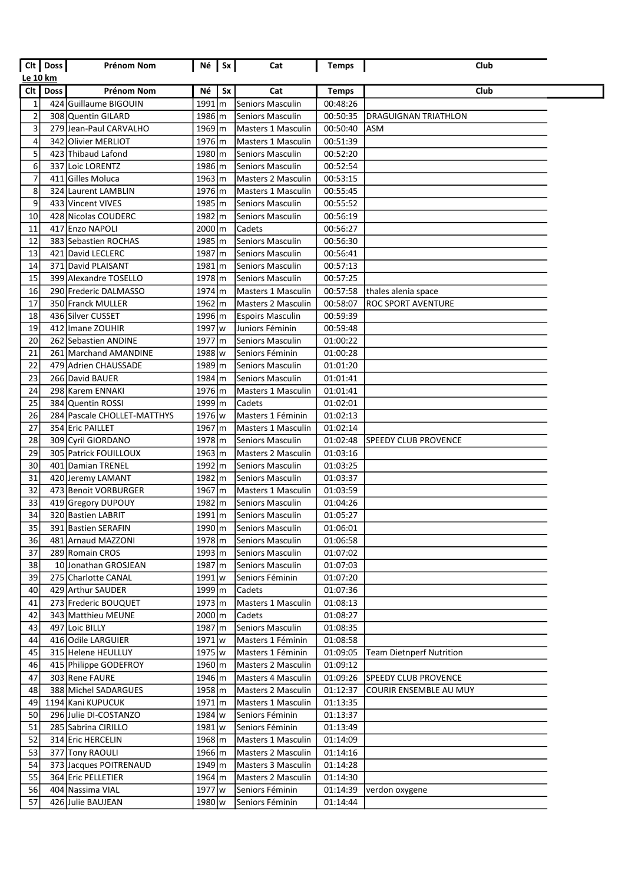| Clt | Doss | Prénom Nom | Né | Sx | Cat | Temps | Club |
|---|---|---|---|---|---|---|---|

**Le 10 km**

| Clt | Doss | Prénom Nom | Né | Sx | Cat | Temps | Club |
|---|---|---|---|---|---|---|---|
| 1 | 424 | Guillaume BIGOUIN | 1991 | m | Seniors Masculin | 00:48:26 | |
| 2 | 308 | Quentin GILARD | 1986 | m | Seniors Masculin | 00:50:35 | DRAGUIGNAN TRIATHLON |
| 3 | 279 | Jean-Paul CARVALHO | 1969 | m | Masters 1 Masculin | 00:50:40 | ASM |
| 4 | 342 | Olivier MERLIOT | 1976 | m | Masters 1 Masculin | 00:51:39 | |
| 5 | 423 | Thibaud Lafond | 1980 | m | Seniors Masculin | 00:52:20 | |
| 6 | 337 | Loic LORENTZ | 1986 | m | Seniors Masculin | 00:52:54 | |
| 7 | 411 | Gilles Moluca | 1963 | m | Masters 2 Masculin | 00:53:15 | |
| 8 | 324 | Laurent LAMBLIN | 1976 | m | Masters 1 Masculin | 00:55:45 | |
| 9 | 433 | Vincent VIVES | 1985 | m | Seniors Masculin | 00:55:52 | |
| 10 | 428 | Nicolas COUDERC | 1982 | m | Seniors Masculin | 00:56:19 | |
| 11 | 417 | Enzo NAPOLI | 2000 | m | Cadets | 00:56:27 | |
| 12 | 383 | Sebastien ROCHAS | 1985 | m | Seniors Masculin | 00:56:30 | |
| 13 | 421 | David LECLERC | 1987 | m | Seniors Masculin | 00:56:41 | |
| 14 | 371 | David PLAISANT | 1981 | m | Seniors Masculin | 00:57:13 | |
| 15 | 399 | Alexandre TOSELLO | 1978 | m | Seniors Masculin | 00:57:25 | |
| 16 | 290 | Frederic DALMASSO | 1974 | m | Masters 1 Masculin | 00:57:58 | thales alenia space |
| 17 | 350 | Franck MULLER | 1962 | m | Masters 2 Masculin | 00:58:07 | ROC SPORT AVENTURE |
| 18 | 436 | Silver CUSSET | 1996 | m | Espoirs Masculin | 00:59:39 | |
| 19 | 412 | Imane ZOUHIR | 1997 | w | Juniors Féminin | 00:59:48 | |
| 20 | 262 | Sebastien ANDINE | 1977 | m | Seniors Masculin | 01:00:22 | |
| 21 | 261 | Marchand AMANDINE | 1988 | w | Seniors Féminin | 01:00:28 | |
| 22 | 479 | Adrien CHAUSSADE | 1989 | m | Seniors Masculin | 01:01:20 | |
| 23 | 266 | David BAUER | 1984 | m | Seniors Masculin | 01:01:41 | |
| 24 | 298 | Karem ENNAKI | 1976 | m | Masters 1 Masculin | 01:01:41 | |
| 25 | 384 | Quentin ROSSI | 1999 | m | Cadets | 01:02:01 | |
| 26 | 284 | Pascale CHOLLET-MATTHYS | 1976 | w | Masters 1 Féminin | 01:02:13 | |
| 27 | 354 | Eric PAILLET | 1967 | m | Masters 1 Masculin | 01:02:14 | |
| 28 | 309 | Cyril GIORDANO | 1978 | m | Seniors Masculin | 01:02:48 | SPEEDY CLUB PROVENCE |
| 29 | 305 | Patrick FOUILLOUX | 1963 | m | Masters 2 Masculin | 01:03:16 | |
| 30 | 401 | Damian TRENEL | 1992 | m | Seniors Masculin | 01:03:25 | |
| 31 | 420 | Jeremy LAMANT | 1982 | m | Seniors Masculin | 01:03:37 | |
| 32 | 473 | Benoit VORBURGER | 1967 | m | Masters 1 Masculin | 01:03:59 | |
| 33 | 419 | Gregory DUPOUY | 1982 | m | Seniors Masculin | 01:04:26 | |
| 34 | 320 | Bastien LABRIT | 1991 | m | Seniors Masculin | 01:05:27 | |
| 35 | 391 | Bastien SERAFIN | 1990 | m | Seniors Masculin | 01:06:01 | |
| 36 | 481 | Arnaud MAZZONI | 1978 | m | Seniors Masculin | 01:06:58 | |
| 37 | 289 | Romain CROS | 1993 | m | Seniors Masculin | 01:07:02 | |
| 38 | 10 | Jonathan GROSJEAN | 1987 | m | Seniors Masculin | 01:07:03 | |
| 39 | 275 | Charlotte CANAL | 1991 | w | Seniors Féminin | 01:07:20 | |
| 40 | 429 | Arthur SAUDER | 1999 | m | Cadets | 01:07:36 | |
| 41 | 273 | Frederic BOUQUET | 1973 | m | Masters 1 Masculin | 01:08:13 | |
| 42 | 343 | Matthieu MEUNE | 2000 | m | Cadets | 01:08:27 | |
| 43 | 497 | Loic BILLY | 1987 | m | Seniors Masculin | 01:08:35 | |
| 44 | 416 | Odile LARGUIER | 1971 | w | Masters 1 Féminin | 01:08:58 | |
| 45 | 315 | Helene HEULLUY | 1975 | w | Masters 1 Féminin | 01:09:05 | Team Dietnperf Nutrition |
| 46 | 415 | Philippe GODEFROY | 1960 | m | Masters 2 Masculin | 01:09:12 | |
| 47 | 303 | Rene FAURE | 1946 | m | Masters 4 Masculin | 01:09:26 | SPEEDY CLUB PROVENCE |
| 48 | 388 | Michel SADARGUES | 1958 | m | Masters 2 Masculin | 01:12:37 | COURIR ENSEMBLE AU MUY |
| 49 | 1194 | Kani KUPUCUK | 1971 | m | Masters 1 Masculin | 01:13:35 | |
| 50 | 296 | Julie DI-COSTANZO | 1984 | w | Seniors Féminin | 01:13:37 | |
| 51 | 285 | Sabrina CIRILLO | 1981 | w | Seniors Féminin | 01:13:49 | |
| 52 | 314 | Eric HERCELIN | 1968 | m | Masters 1 Masculin | 01:14:09 | |
| 53 | 377 | Tony RAOULI | 1966 | m | Masters 2 Masculin | 01:14:16 | |
| 54 | 373 | Jacques POITRENAUD | 1949 | m | Masters 3 Masculin | 01:14:28 | |
| 55 | 364 | Eric PELLETIER | 1964 | m | Masters 2 Masculin | 01:14:30 | |
| 56 | 404 | Nassima VIAL | 1977 | w | Seniors Féminin | 01:14:39 | verdon oxygene |
| 57 | 426 | Julie BAUJEAN | 1980 | w | Seniors Féminin | 01:14:44 | |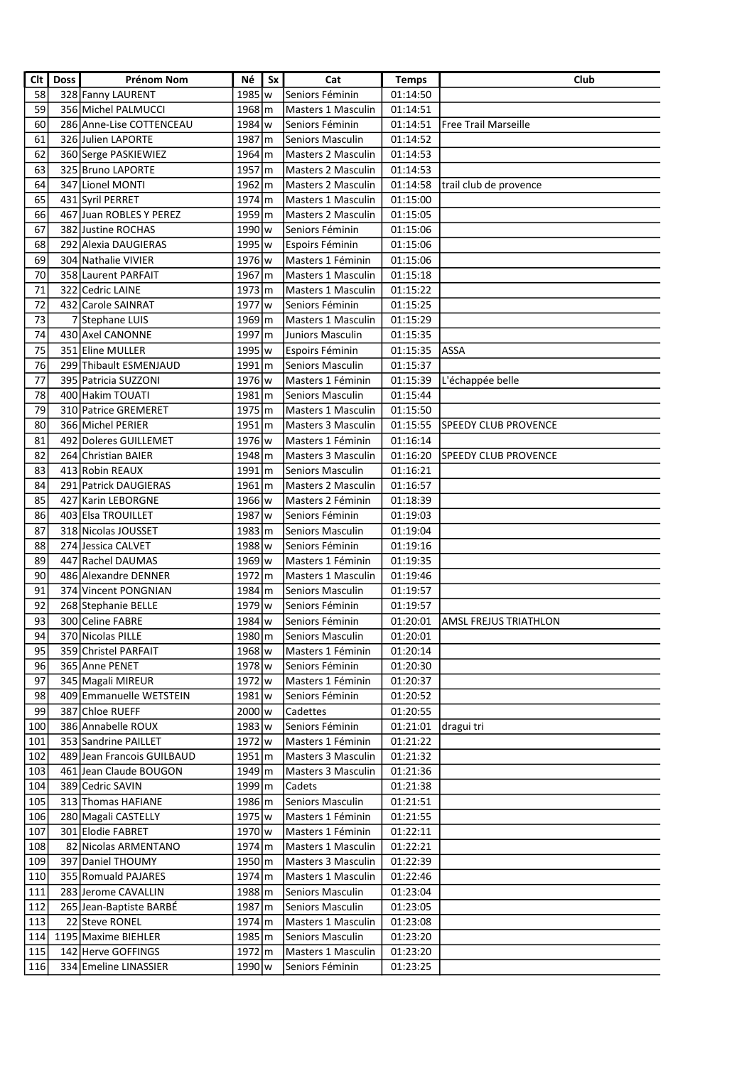| Clt | Doss | Prénom Nom | Né | Sx | Cat | Temps | Club |
|---|---|---|---|---|---|---|---|
| 58 | 328 | Fanny LAURENT | 1985 | w | Seniors Féminin | 01:14:50 | |
| 59 | 356 | Michel PALMUCCI | 1968 | m | Masters 1 Masculin | 01:14:51 | |
| 60 | 286 | Anne-Lise COTTENCEAU | 1984 | w | Seniors Féminin | 01:14:51 | Free Trail Marseille |
| 61 | 326 | Julien LAPORTE | 1987 | m | Seniors Masculin | 01:14:52 | |
| 62 | 360 | Serge PASKIEWIEZ | 1964 | m | Masters 2 Masculin | 01:14:53 | |
| 63 | 325 | Bruno LAPORTE | 1957 | m | Masters 2 Masculin | 01:14:53 | |
| 64 | 347 | Lionel MONTI | 1962 | m | Masters 2 Masculin | 01:14:58 | trail club de provence |
| 65 | 431 | Syril PERRET | 1974 | m | Masters 1 Masculin | 01:15:00 | |
| 66 | 467 | Juan ROBLES Y PEREZ | 1959 | m | Masters 2 Masculin | 01:15:05 | |
| 67 | 382 | Justine ROCHAS | 1990 | w | Seniors Féminin | 01:15:06 | |
| 68 | 292 | Alexia DAUGIERAS | 1995 | w | Espoirs Féminin | 01:15:06 | |
| 69 | 304 | Nathalie VIVIER | 1976 | w | Masters 1 Féminin | 01:15:06 | |
| 70 | 358 | Laurent PARFAIT | 1967 | m | Masters 1 Masculin | 01:15:18 | |
| 71 | 322 | Cedric LAINE | 1973 | m | Masters 1 Masculin | 01:15:22 | |
| 72 | 432 | Carole SAINRAT | 1977 | w | Seniors Féminin | 01:15:25 | |
| 73 | 7 | Stephane LUIS | 1969 | m | Masters 1 Masculin | 01:15:29 | |
| 74 | 430 | Axel CANONNE | 1997 | m | Juniors Masculin | 01:15:35 | |
| 75 | 351 | Eline MULLER | 1995 | w | Espoirs Féminin | 01:15:35 | ASSA |
| 76 | 299 | Thibault ESMENJAUD | 1991 | m | Seniors Masculin | 01:15:37 | |
| 77 | 395 | Patricia SUZZONI | 1976 | w | Masters 1 Féminin | 01:15:39 | L'échappée belle |
| 78 | 400 | Hakim TOUATI | 1981 | m | Seniors Masculin | 01:15:44 | |
| 79 | 310 | Patrice GREMERET | 1975 | m | Masters 1 Masculin | 01:15:50 | |
| 80 | 366 | Michel PERIER | 1951 | m | Masters 3 Masculin | 01:15:55 | SPEEDY CLUB PROVENCE |
| 81 | 492 | Doleres GUILLEMET | 1976 | w | Masters 1 Féminin | 01:16:14 | |
| 82 | 264 | Christian BAIER | 1948 | m | Masters 3 Masculin | 01:16:20 | SPEEDY CLUB PROVENCE |
| 83 | 413 | Robin REAUX | 1991 | m | Seniors Masculin | 01:16:21 | |
| 84 | 291 | Patrick DAUGIERAS | 1961 | m | Masters 2 Masculin | 01:16:57 | |
| 85 | 427 | Karin LEBORGNE | 1966 | w | Masters 2 Féminin | 01:18:39 | |
| 86 | 403 | Elsa TROUILLET | 1987 | w | Seniors Féminin | 01:19:03 | |
| 87 | 318 | Nicolas JOUSSET | 1983 | m | Seniors Masculin | 01:19:04 | |
| 88 | 274 | Jessica CALVET | 1988 | w | Seniors Féminin | 01:19:16 | |
| 89 | 447 | Rachel DAUMAS | 1969 | w | Masters 1 Féminin | 01:19:35 | |
| 90 | 486 | Alexandre DENNER | 1972 | m | Masters 1 Masculin | 01:19:46 | |
| 91 | 374 | Vincent PONGNIAN | 1984 | m | Seniors Masculin | 01:19:57 | |
| 92 | 268 | Stephanie BELLE | 1979 | w | Seniors Féminin | 01:19:57 | |
| 93 | 300 | Celine FABRE | 1984 | w | Seniors Féminin | 01:20:01 | AMSL FREJUS TRIATHLON |
| 94 | 370 | Nicolas PILLE | 1980 | m | Seniors Masculin | 01:20:01 | |
| 95 | 359 | Christel PARFAIT | 1968 | w | Masters 1 Féminin | 01:20:14 | |
| 96 | 365 | Anne PENET | 1978 | w | Seniors Féminin | 01:20:30 | |
| 97 | 345 | Magali MIREUR | 1972 | w | Masters 1 Féminin | 01:20:37 | |
| 98 | 409 | Emmanuelle WETSTEIN | 1981 | w | Seniors Féminin | 01:20:52 | |
| 99 | 387 | Chloe RUEFF | 2000 | w | Cadettes | 01:20:55 | |
| 100 | 386 | Annabelle ROUX | 1983 | w | Seniors Féminin | 01:21:01 | dragui tri |
| 101 | 353 | Sandrine PAILLET | 1972 | w | Masters 1 Féminin | 01:21:22 | |
| 102 | 489 | Jean Francois GUILBAUD | 1951 | m | Masters 3 Masculin | 01:21:32 | |
| 103 | 461 | Jean Claude BOUGON | 1949 | m | Masters 3 Masculin | 01:21:36 | |
| 104 | 389 | Cedric SAVIN | 1999 | m | Cadets | 01:21:38 | |
| 105 | 313 | Thomas HAFIANE | 1986 | m | Seniors Masculin | 01:21:51 | |
| 106 | 280 | Magali CASTELLY | 1975 | w | Masters 1 Féminin | 01:21:55 | |
| 107 | 301 | Elodie FABRET | 1970 | w | Masters 1 Féminin | 01:22:11 | |
| 108 | 82 | Nicolas ARMENTANO | 1974 | m | Masters 1 Masculin | 01:22:21 | |
| 109 | 397 | Daniel THOUMY | 1950 | m | Masters 3 Masculin | 01:22:39 | |
| 110 | 355 | Romuald PAJARES | 1974 | m | Masters 1 Masculin | 01:22:46 | |
| 111 | 283 | Jerome CAVALLIN | 1988 | m | Seniors Masculin | 01:23:04 | |
| 112 | 265 | Jean-Baptiste BARBÉ | 1987 | m | Seniors Masculin | 01:23:05 | |
| 113 | 22 | Steve RONEL | 1974 | m | Masters 1 Masculin | 01:23:08 | |
| 114 | 1195 | Maxime BIEHLER | 1985 | m | Seniors Masculin | 01:23:20 | |
| 115 | 142 | Herve GOFFINGS | 1972 | m | Masters 1 Masculin | 01:23:20 | |
| 116 | 334 | Emeline LINASSIER | 1990 | w | Seniors Féminin | 01:23:25 | |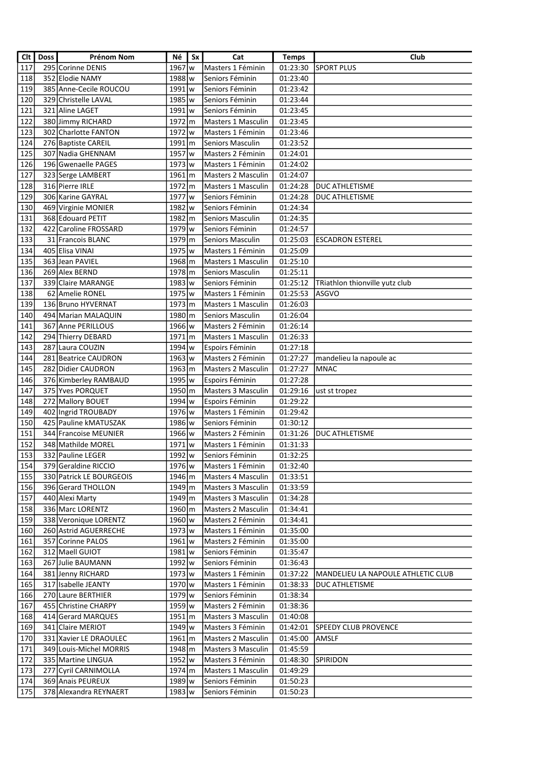| Clt | Doss | Prénom Nom | Né | Sx | Cat | Temps | Club |
|---|---|---|---|---|---|---|---|
| 117 | 295 | Corinne DENIS | 1967 | w | Masters 1 Féminin | 01:23:30 | SPORT PLUS |
| 118 | 352 | Elodie NAMY | 1988 | w | Seniors Féminin | 01:23:40 | |
| 119 | 385 | Anne-Cecile ROUCOU | 1991 | w | Seniors Féminin | 01:23:42 | |
| 120 | 329 | Christelle LAVAL | 1985 | w | Seniors Féminin | 01:23:44 | |
| 121 | 321 | Aline LAGET | 1991 | w | Seniors Féminin | 01:23:45 | |
| 122 | 380 | Jimmy RICHARD | 1972 | m | Masters 1 Masculin | 01:23:45 | |
| 123 | 302 | Charlotte FANTON | 1972 | w | Masters 1 Féminin | 01:23:46 | |
| 124 | 276 | Baptiste CAREIL | 1991 | m | Seniors Masculin | 01:23:52 | |
| 125 | 307 | Nadia GHENNAM | 1957 | w | Masters 2 Féminin | 01:24:01 | |
| 126 | 196 | Gwenaelle PAGES | 1973 | w | Masters 1 Féminin | 01:24:02 | |
| 127 | 323 | Serge LAMBERT | 1961 | m | Masters 2 Masculin | 01:24:07 | |
| 128 | 316 | Pierre IRLE | 1972 | m | Masters 1 Masculin | 01:24:28 | DUC ATHLETISME |
| 129 | 306 | Karine GAYRAL | 1977 | w | Seniors Féminin | 01:24:28 | DUC ATHLETISME |
| 130 | 469 | Virginie MONIER | 1982 | w | Seniors Féminin | 01:24:34 | |
| 131 | 368 | Edouard PETIT | 1982 | m | Seniors Masculin | 01:24:35 | |
| 132 | 422 | Caroline FROSSARD | 1979 | w | Seniors Féminin | 01:24:57 | |
| 133 | 31 | Francois BLANC | 1979 | m | Seniors Masculin | 01:25:03 | ESCADRON ESTEREL |
| 134 | 405 | Elisa VINAI | 1975 | w | Masters 1 Féminin | 01:25:09 | |
| 135 | 363 | Jean PAVIEL | 1968 | m | Masters 1 Masculin | 01:25:10 | |
| 136 | 269 | Alex BERND | 1978 | m | Seniors Masculin | 01:25:11 | |
| 137 | 339 | Claire MARANGE | 1983 | w | Seniors Féminin | 01:25:12 | TRiathlon thionville yutz club |
| 138 | 62 | Amelie RONEL | 1975 | w | Masters 1 Féminin | 01:25:53 | ASGVO |
| 139 | 136 | Bruno HYVERNAT | 1973 | m | Masters 1 Masculin | 01:26:03 | |
| 140 | 494 | Marian MALAQUIN | 1980 | m | Seniors Masculin | 01:26:04 | |
| 141 | 367 | Anne PERILLOUS | 1966 | w | Masters 2 Féminin | 01:26:14 | |
| 142 | 294 | Thierry DEBARD | 1971 | m | Masters 1 Masculin | 01:26:33 | |
| 143 | 287 | Laura COUZIN | 1994 | w | Espoirs Féminin | 01:27:18 | |
| 144 | 281 | Beatrice CAUDRON | 1963 | w | Masters 2 Féminin | 01:27:27 | mandelieu la napoule ac |
| 145 | 282 | Didier CAUDRON | 1963 | m | Masters 2 Masculin | 01:27:27 | MNAC |
| 146 | 376 | Kimberley RAMBAUD | 1995 | w | Espoirs Féminin | 01:27:28 | |
| 147 | 375 | Yves PORQUET | 1950 | m | Masters 3 Masculin | 01:29:16 | ust st tropez |
| 148 | 272 | Mallory BOUET | 1994 | w | Espoirs Féminin | 01:29:22 | |
| 149 | 402 | Ingrid TROUBADY | 1976 | w | Masters 1 Féminin | 01:29:42 | |
| 150 | 425 | Pauline kMATUSZAK | 1986 | w | Seniors Féminin | 01:30:12 | |
| 151 | 344 | Francoise MEUNIER | 1966 | w | Masters 2 Féminin | 01:31:26 | DUC ATHLETISME |
| 152 | 348 | Mathilde MOREL | 1971 | w | Masters 1 Féminin | 01:31:33 | |
| 153 | 332 | Pauline LEGER | 1992 | w | Seniors Féminin | 01:32:25 | |
| 154 | 379 | Geraldine RICCIO | 1976 | w | Masters 1 Féminin | 01:32:40 | |
| 155 | 330 | Patrick LE BOURGEOIS | 1946 | m | Masters 4 Masculin | 01:33:51 | |
| 156 | 396 | Gerard THOLLON | 1949 | m | Masters 3 Masculin | 01:33:59 | |
| 157 | 440 | Alexi Marty | 1949 | m | Masters 3 Masculin | 01:34:28 | |
| 158 | 336 | Marc LORENTZ | 1960 | m | Masters 2 Masculin | 01:34:41 | |
| 159 | 338 | Veronique LORENTZ | 1960 | w | Masters 2 Féminin | 01:34:41 | |
| 160 | 260 | Astrid AGUERRECHE | 1973 | w | Masters 1 Féminin | 01:35:00 | |
| 161 | 357 | Corinne PALOS | 1961 | w | Masters 2 Féminin | 01:35:00 | |
| 162 | 312 | Maell GUIOT | 1981 | w | Seniors Féminin | 01:35:47 | |
| 163 | 267 | Julie BAUMANN | 1992 | w | Seniors Féminin | 01:36:43 | |
| 164 | 381 | Jenny RICHARD | 1973 | w | Masters 1 Féminin | 01:37:22 | MANDELIEU LA NAPOULE ATHLETIC CLUB |
| 165 | 317 | Isabelle JEANTY | 1970 | w | Masters 1 Féminin | 01:38:33 | DUC ATHLETISME |
| 166 | 270 | Laure BERTHIER | 1979 | w | Seniors Féminin | 01:38:34 | |
| 167 | 455 | Christine CHARPY | 1959 | w | Masters 2 Féminin | 01:38:36 | |
| 168 | 414 | Gerard MARQUES | 1951 | m | Masters 3 Masculin | 01:40:08 | |
| 169 | 341 | Claire MERIOT | 1949 | w | Masters 3 Féminin | 01:42:01 | SPEEDY CLUB PROVENCE |
| 170 | 331 | Xavier LE DRAOULEC | 1961 | m | Masters 2 Masculin | 01:45:00 | AMSLF |
| 171 | 349 | Louis-Michel MORRIS | 1948 | m | Masters 3 Masculin | 01:45:59 | |
| 172 | 335 | Martine LINGUA | 1952 | w | Masters 3 Féminin | 01:48:30 | SPIRIDON |
| 173 | 277 | Cyril CARNIMOLLA | 1974 | m | Masters 1 Masculin | 01:49:29 | |
| 174 | 369 | Anais PEUREUX | 1989 | w | Seniors Féminin | 01:50:23 | |
| 175 | 378 | Alexandra REYNAERT | 1983 | w | Seniors Féminin | 01:50:23 | |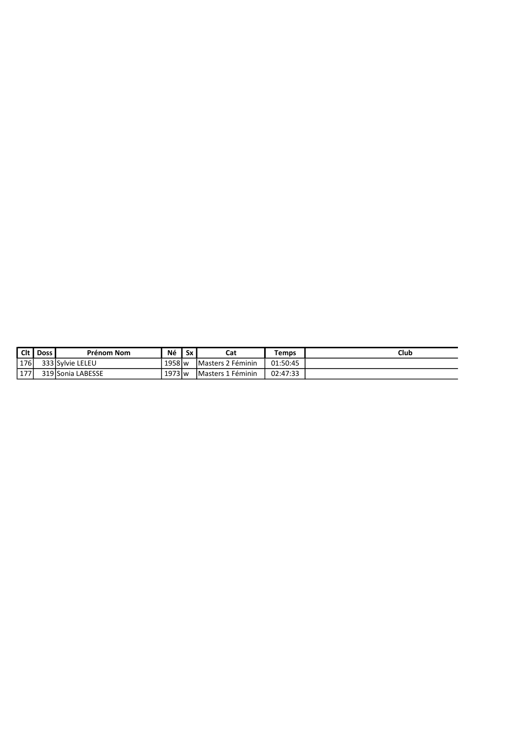| Clt | Doss | Prénom Nom | Né | Sx | Cat | Temps | Club |
|---|---|---|---|---|---|---|---|
| 176 | 333 | Sylvie LELEU | 1958 | w | Masters 2 Féminin | 01:50:45 | |
| 177 | 319 | Sonia LABESSE | 1973 | w | Masters 1 Féminin | 02:47:33 | |